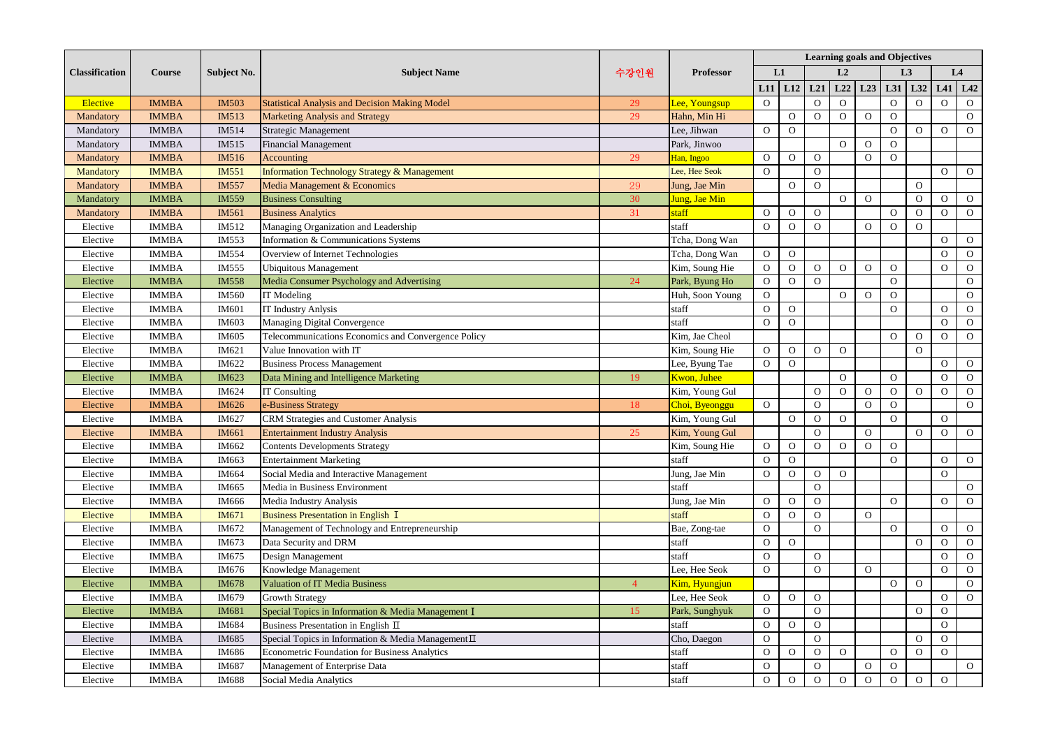| Classification | Course | Subject No. | Subject Name | 수강인원 | Professor | Learning goals and Objectives | | | | | | | | |
|---|---|---|---|---|---|---|---|---|---|---|---|---|---|---|
| | | | | | | L1 | | L2 | | | L3 | | L4 | |
| | | | | | | L11 | L12 | L21 | L22 | L23 | L31 | L32 | L41 | L42 |
| Elective | IMMBA | IM503 | Statistical Analysis and Decision Making Model | 29 | Lee, Youngsup | O | | O | O | | O | O | O | O |
| Mandatory | IMMBA | IM513 | Marketing Analysis and Strategy | 29 | Hahn, Min Hi | | O | O | O | O | O | | | O |
| Mandatory | IMMBA | IM514 | Strategic Management | | Lee, Jihwan | O | O | | | | O | O | O | O |
| Mandatory | IMMBA | IM515 | Financial Management | | Park, Jinwoo | | | | O | O | O | | | |
| Mandatory | IMMBA | IM516 | Accounting | 29 | Han, Ingoo | O | O | O | | O | O | | | |
| Mandatory | IMMBA | IM551 | Information Technology Strategy & Management | | Lee, Hee Seok | O | | O | | | | | O | O |
| Mandatory | IMMBA | IM557 | Media Management & Economics | 29 | Jung, Jae Min | | O | O | | | | O | | |
| Mandatory | IMMBA | IM559 | Business Consulting | 30 | Jung, Jae Min | | | | O | O | | O | O | O |
| Mandatory | IMMBA | IM561 | Business Analytics | 31 | staff | O | O | O | | | O | O | O | O |
| Elective | IMMBA | IM512 | Managing Organization and Leadership | | staff | O | O | O | | O | O | O | | |
| Elective | IMMBA | IM553 | Information & Communications Systems | | Tcha, Dong Wan | | | | | | | | O | O |
| Elective | IMMBA | IM554 | Overview of Internet Technologies | | Tcha, Dong Wan | O | O | | | | | | O | O |
| Elective | IMMBA | IM555 | Ubiquitous Management | | Kim, Soung Hie | O | O | O | O | O | O | | O | O |
| Elective | IMMBA | IM558 | Media Consumer Psychology and Advertising | 24 | Park, Byung Ho | O | O | O | | | O | | | O |
| Elective | IMMBA | IM560 | IT Modeling | | Huh, Soon Young | O | | | O | O | O | | | O |
| Elective | IMMBA | IM601 | IT Industry Anlysis | | staff | O | O | | | | O | | O | O |
| Elective | IMMBA | IM603 | Managing Digital Convergence | | staff | O | O | | | | | | O | O |
| Elective | IMMBA | IM605 | Telecommunications Economics and Convergence Policy | | Kim, Jae Cheol | | | | | | O | O | O | O |
| Elective | IMMBA | IM621 | Value Innovation with IT | | Kim, Soung Hie | O | O | O | O | | | O | | |
| Elective | IMMBA | IM622 | Business Process Management | | Lee, Byung Tae | O | O | | | | | | O | O |
| Elective | IMMBA | IM623 | Data Mining and Intelligence Marketing | 19 | Kwon, Juhee | | | | O | | O | | O | O |
| Elective | IMMBA | IM624 | IT Consulting | | Kim, Young Gul | | | O | O | O | O | O | O | O |
| Elective | IMMBA | IM626 | e-Business Strategy | 18 | Choi, Byeonggu | O | | O | | O | O | | | O |
| Elective | IMMBA | IM627 | CRM Strategies and Customer Analysis | | Kim, Young Gul | | O | O | O | | O | | O | |
| Elective | IMMBA | IM661 | Entertainment Industry Analysis | 25 | Kim, Young Gul | | | O | | O | | O | O | O |
| Elective | IMMBA | IM662 | Contents Developments Strategy | | Kim, Soung Hie | O | O | O | O | O | O | | | |
| Elective | IMMBA | IM663 | Entertainment Marketing | | staff | O | O | | | | O | | O | O |
| Elective | IMMBA | IM664 | Social Media and Interactive Management | | Jung, Jae Min | O | O | O | O | | | | O | |
| Elective | IMMBA | IM665 | Media in Business Environment | | staff | | | O | | | | | | O |
| Elective | IMMBA | IM666 | Media Industry Analysis | | Jung, Jae Min | O | O | O | | | O | | O | O |
| Elective | IMMBA | IM671 | Business Presentation in English Ⅰ | | staff | O | O | O | | O | | | | |
| Elective | IMMBA | IM672 | Management of Technology and Entrepreneurship | | Bae, Zong-tae | O | | O | | | O | | O | O |
| Elective | IMMBA | IM673 | Data Security and DRM | | staff | O | O | | | | | O | O | O |
| Elective | IMMBA | IM675 | Design Management | | staff | O | | O | | | | | O | O |
| Elective | IMMBA | IM676 | Knowledge Management | | Lee, Hee Seok | O | | O | | O | | | O | O |
| Elective | IMMBA | IM678 | Valuation of IT Media Business | 4 | Kim, Hyungjun | | | | | | O | O | | O |
| Elective | IMMBA | IM679 | Growth Strategy | | Lee, Hee Seok | O | O | O | | | | | O | O |
| Elective | IMMBA | IM681 | Special Topics in Information & Media Management Ⅰ | 15 | Park, Sunghyuk | O | | O | | | | O | O | |
| Elective | IMMBA | IM684 | Business Presentation in English Ⅱ | | staff | O | O | O | | | | | O | |
| Elective | IMMBA | IM685 | Special Topics in Information & Media ManagementⅡ | | Cho, Daegon | O | | O | | | | O | O | |
| Elective | IMMBA | IM686 | Econometric Foundation for Business Analytics | | staff | O | O | O | O | | O | O | O | |
| Elective | IMMBA | IM687 | Management of Enterprise Data | | staff | O | | O | | O | O | | | O |
| Elective | IMMBA | IM688 | Social Media Analytics | | staff | O | O | O | O | O | O | O | O | |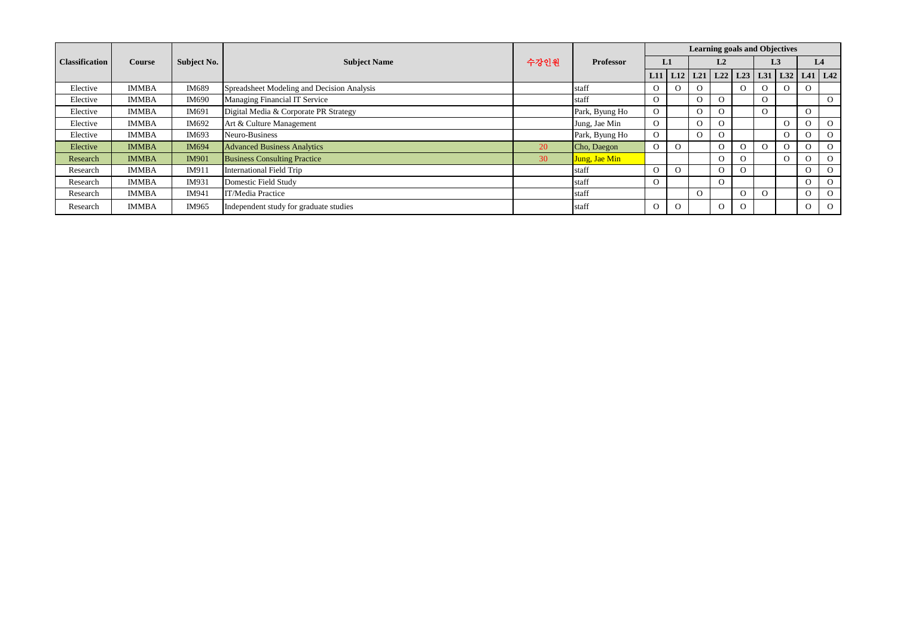| Classification | Course | Subject No. | Subject Name | 수강인원 | Professor | Learning goals and Objectives | | | | | | | | |
|---|---|---|---|---|---|---|---|---|---|---|---|---|---|---|
| | | | | | | L1 | | L2 | | | L3 | | L4 | |
| | | | | | | L11 | L12 | L21 | L22 | L23 | L31 | L32 | L41 | L42 |
| Elective | IMMBA | IM689 | Spreadsheet Modeling and Decision Analysis | | staff | O | O | O | | O | O | O | O | |
| Elective | IMMBA | IM690 | Managing Financial IT Service | | staff | O | | O | O | | O | | | O |
| Elective | IMMBA | IM691 | Digital Media & Corporate PR Strategy | | Park, Byung Ho | O | | O | O | | O | | O | |
| Elective | IMMBA | IM692 | Art & Culture Management | | Jung, Jae Min | O | | O | O | | | O | O | O |
| Elective | IMMBA | IM693 | Neuro-Business | | Park, Byung Ho | O | | O | O | | | O | O | O |
| Elective | IMMBA | IM694 | Advanced Business Analytics | 20 | Cho, Daegon | O | O | | O | O | O | O | O | O |
| Research | IMMBA | IM901 | Business Consulting Practice | 30 | Jung, Jae Min | | | | O | O | | O | O | O |
| Research | IMMBA | IM911 | International Field Trip | | staff | O | O | | O | O | | | O | O |
| Research | IMMBA | IM931 | Domestic Field Study | | staff | O | | | O | | | | O | O |
| Research | IMMBA | IM941 | IT/Media Practice | | staff | | | O | | O | O | | O | O |
| Research | IMMBA | IM965 | Independent study for graduate studies | | staff | O | O | | O | O | | | O | O |